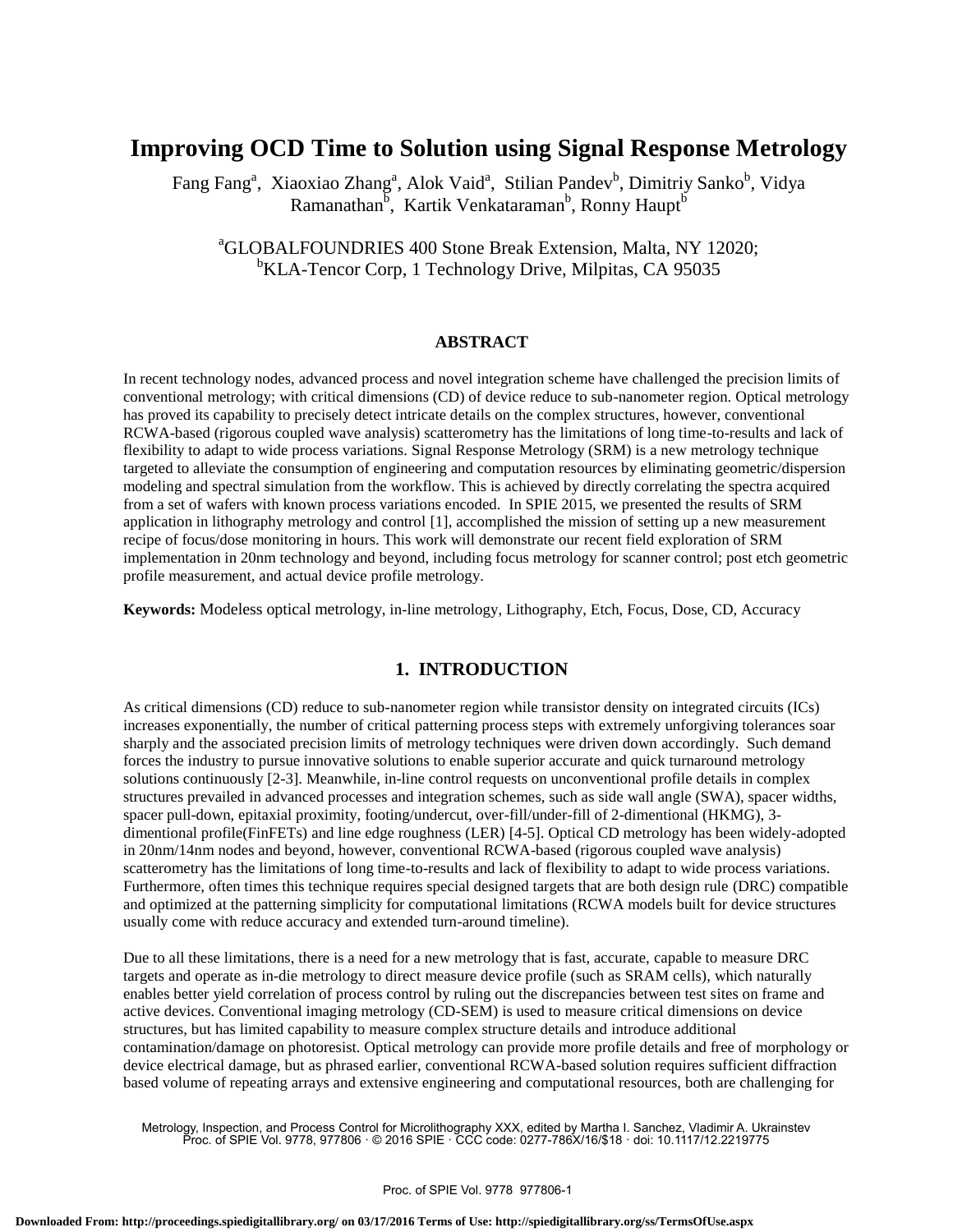# Improving OCD Time to Solution using Signal Response Metrology

Fang Fang[a], Xiaoxiao Zhang[a], Alok Vaid[a], Stilian Pandev[b], Dimitriy Sanko[b], Vidya Ramanathan[b], Kartik Venkataraman[b], Ronny Haupt[b]

[a]GLOBALFOUNDRIES 400 Stone Break Extension, Malta, NY 12020;
[b]KLA-Tencor Corp, 1 Technology Drive, Milpitas, CA 95035

## ABSTRACT

In recent technology nodes, advanced process and novel integration scheme have challenged the precision limits of conventional metrology; with critical dimensions (CD) of device reduce to sub-nanometer region. Optical metrology has proved its capability to precisely detect intricate details on the complex structures, however, conventional RCWA-based (rigorous coupled wave analysis) scatterometry has the limitations of long time-to-results and lack of flexibility to adapt to wide process variations. Signal Response Metrology (SRM) is a new metrology technique targeted to alleviate the consumption of engineering and computation resources by eliminating geometric/dispersion modeling and spectral simulation from the workflow. This is achieved by directly correlating the spectra acquired from a set of wafers with known process variations encoded. In SPIE 2015, we presented the results of SRM application in lithography metrology and control [1], accomplished the mission of setting up a new measurement recipe of focus/dose monitoring in hours. This work will demonstrate our recent field exploration of SRM implementation in 20nm technology and beyond, including focus metrology for scanner control; post etch geometric profile measurement, and actual device profile metrology.

**Keywords:** Modeless optical metrology, in-line metrology, Lithography, Etch, Focus, Dose, CD, Accuracy

## 1. INTRODUCTION

As critical dimensions (CD) reduce to sub-nanometer region while transistor density on integrated circuits (ICs) increases exponentially, the number of critical patterning process steps with extremely unforgiving tolerances soar sharply and the associated precision limits of metrology techniques were driven down accordingly. Such demand forces the industry to pursue innovative solutions to enable superior accurate and quick turnaround metrology solutions continuously [2-3]. Meanwhile, in-line control requests on unconventional profile details in complex structures prevailed in advanced processes and integration schemes, such as side wall angle (SWA), spacer widths, spacer pull-down, epitaxial proximity, footing/undercut, over-fill/under-fill of 2-dimentional (HKMG), 3-dimentional profile(FinFETs) and line edge roughness (LER) [4-5]. Optical CD metrology has been widely-adopted in 20nm/14nm nodes and beyond, however, conventional RCWA-based (rigorous coupled wave analysis) scatterometry has the limitations of long time-to-results and lack of flexibility to adapt to wide process variations. Furthermore, often times this technique requires special designed targets that are both design rule (DRC) compatible and optimized at the patterning simplicity for computational limitations (RCWA models built for device structures usually come with reduce accuracy and extended turn-around timeline).

Due to all these limitations, there is a need for a new metrology that is fast, accurate, capable to measure DRC targets and operate as in-die metrology to direct measure device profile (such as SRAM cells), which naturally enables better yield correlation of process control by ruling out the discrepancies between test sites on frame and active devices. Conventional imaging metrology (CD-SEM) is used to measure critical dimensions on device structures, but has limited capability to measure complex structure details and introduce additional contamination/damage on photoresist. Optical metrology can provide more profile details and free of morphology or device electrical damage, but as phrased earlier, conventional RCWA-based solution requires sufficient diffraction based volume of repeating arrays and extensive engineering and computational resources, both are challenging for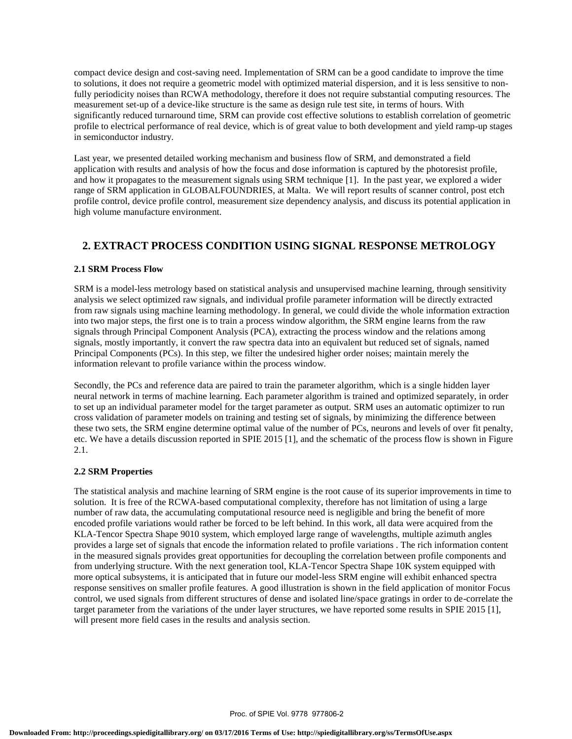compact device design and cost-saving need. Implementation of SRM can be a good candidate to improve the time to solutions, it does not require a geometric model with optimized material dispersion, and it is less sensitive to non-fully periodicity noises than RCWA methodology, therefore it does not require substantial computing resources. The measurement set-up of a device-like structure is the same as design rule test site, in terms of hours. With significantly reduced turnaround time, SRM can provide cost effective solutions to establish correlation of geometric profile to electrical performance of real device, which is of great value to both development and yield ramp-up stages in semiconductor industry.

Last year, we presented detailed working mechanism and business flow of SRM, and demonstrated a field application with results and analysis of how the focus and dose information is captured by the photoresist profile, and how it propagates to the measurement signals using SRM technique [1]. In the past year, we explored a wider range of SRM application in GLOBALFOUNDRIES, at Malta. We will report results of scanner control, post etch profile control, device profile control, measurement size dependency analysis, and discuss its potential application in high volume manufacture environment.

## 2. EXTRACT PROCESS CONDITION USING SIGNAL RESPONSE METROLOGY

### 2.1 SRM Process Flow

SRM is a model-less metrology based on statistical analysis and unsupervised machine learning, through sensitivity analysis we select optimized raw signals, and individual profile parameter information will be directly extracted from raw signals using machine learning methodology. In general, we could divide the whole information extraction into two major steps, the first one is to train a process window algorithm, the SRM engine learns from the raw signals through Principal Component Analysis (PCA), extracting the process window and the relations among signals, mostly importantly, it convert the raw spectra data into an equivalent but reduced set of signals, named Principal Components (PCs). In this step, we filter the undesired higher order noises; maintain merely the information relevant to profile variance within the process window.

Secondly, the PCs and reference data are paired to train the parameter algorithm, which is a single hidden layer neural network in terms of machine learning. Each parameter algorithm is trained and optimized separately, in order to set up an individual parameter model for the target parameter as output. SRM uses an automatic optimizer to run cross validation of parameter models on training and testing set of signals, by minimizing the difference between these two sets, the SRM engine determine optimal value of the number of PCs, neurons and levels of over fit penalty, etc. We have a details discussion reported in SPIE 2015 [1], and the schematic of the process flow is shown in Figure 2.1.

### 2.2 SRM Properties

The statistical analysis and machine learning of SRM engine is the root cause of its superior improvements in time to solution. It is free of the RCWA-based computational complexity, therefore has not limitation of using a large number of raw data, the accumulating computational resource need is negligible and bring the benefit of more encoded profile variations would rather be forced to be left behind. In this work, all data were acquired from the KLA-Tencor Spectra Shape 9010 system, which employed large range of wavelengths, multiple azimuth angles provides a large set of signals that encode the information related to profile variations . The rich information content in the measured signals provides great opportunities for decoupling the correlation between profile components and from underlying structure. With the next generation tool, KLA-Tencor Spectra Shape 10K system equipped with more optical subsystems, it is anticipated that in future our model-less SRM engine will exhibit enhanced spectra response sensitives on smaller profile features. A good illustration is shown in the field application of monitor Focus control, we used signals from different structures of dense and isolated line/space gratings in order to de-correlate the target parameter from the variations of the under layer structures, we have reported some results in SPIE 2015 [1], will present more field cases in the results and analysis section.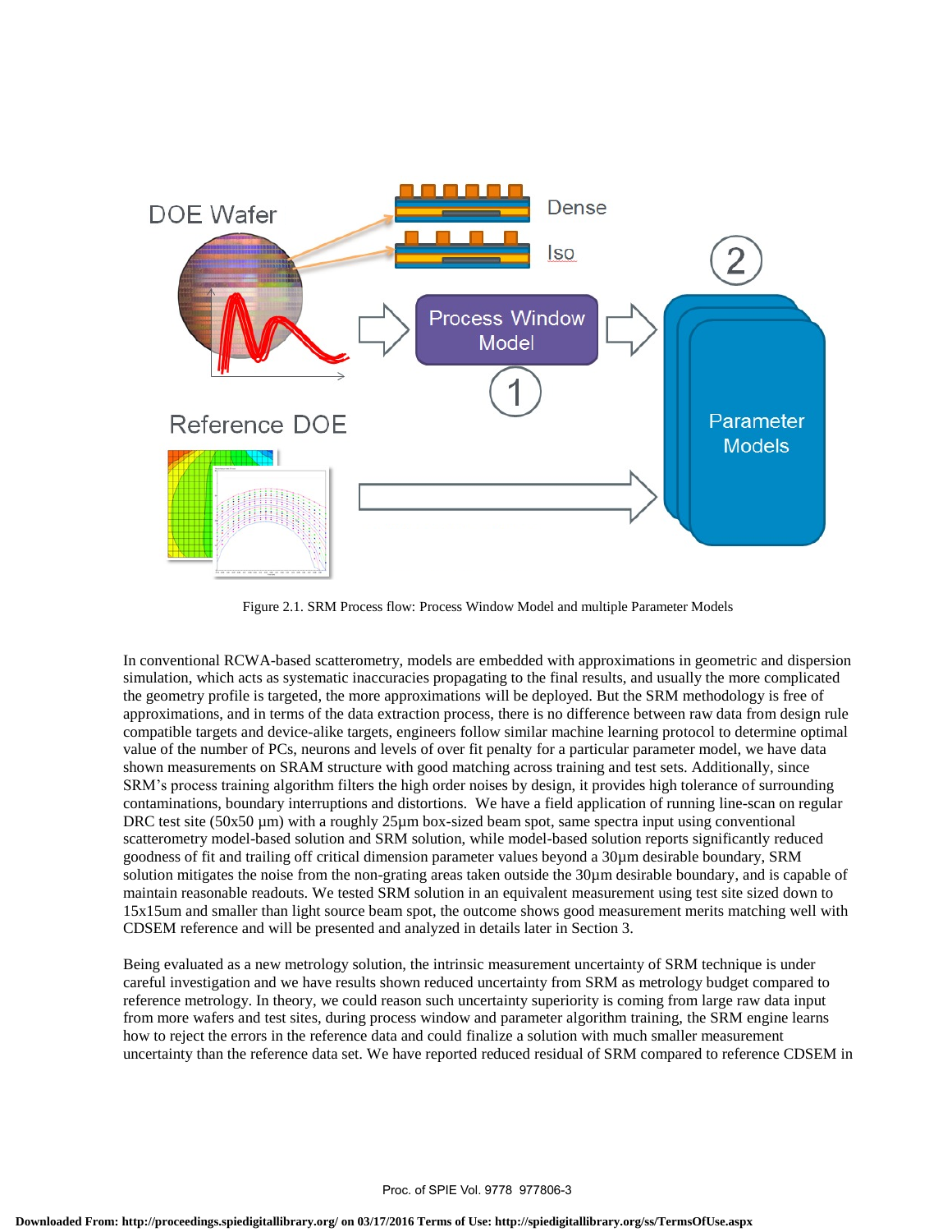Figure 2.1. SRM Process flow: Process Window Model and multiple Parameter Models

In conventional RCWA-based scatterometry, models are embedded with approximations in geometric and dispersion simulation, which acts as systematic inaccuracies propagating to the final results, and usually the more complicated the geometry profile is targeted, the more approximations will be deployed. But the SRM methodology is free of approximations, and in terms of the data extraction process, there is no difference between raw data from design rule compatible targets and device-alike targets, engineers follow similar machine learning protocol to determine optimal value of the number of PCs, neurons and levels of over fit penalty for a particular parameter model, we have data shown measurements on SRAM structure with good matching across training and test sets. Additionally, since SRM's process training algorithm filters the high order noises by design, it provides high tolerance of surrounding contaminations, boundary interruptions and distortions. We have a field application of running line-scan on regular DRC test site (50x50 µm) with a roughly 25µm box-sized beam spot, same spectra input using conventional scatterometry model-based solution and SRM solution, while model-based solution reports significantly reduced goodness of fit and trailing off critical dimension parameter values beyond a 30µm desirable boundary, SRM solution mitigates the noise from the non-grating areas taken outside the 30µm desirable boundary, and is capable of maintain reasonable readouts. We tested SRM solution in an equivalent measurement using test site sized down to 15x15um and smaller than light source beam spot, the outcome shows good measurement merits matching well with CDSEM reference and will be presented and analyzed in details later in Section 3.

Being evaluated as a new metrology solution, the intrinsic measurement uncertainty of SRM technique is under careful investigation and we have results shown reduced uncertainty from SRM as metrology budget compared to reference metrology. In theory, we could reason such uncertainty superiority is coming from large raw data input from more wafers and test sites, during process window and parameter algorithm training, the SRM engine learns how to reject the errors in the reference data and could finalize a solution with much smaller measurement uncertainty than the reference data set. We have reported reduced residual of SRM compared to reference CDSEM in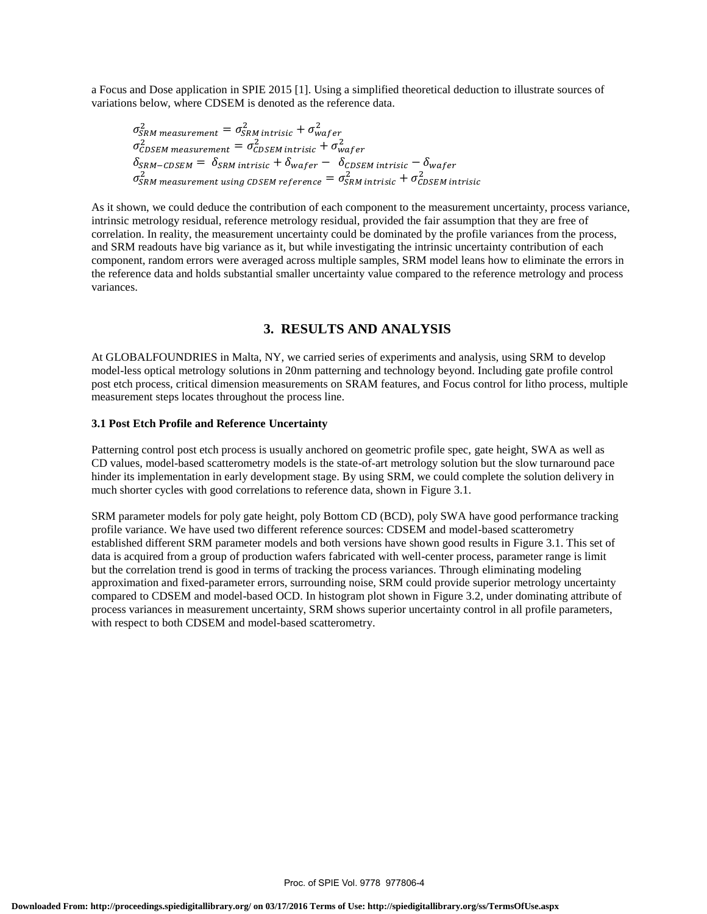a Focus and Dose application in SPIE 2015 [1]. Using a simplified theoretical deduction to illustrate sources of variations below, where CDSEM is denoted as the reference data.

$$\sigma^2_{SRM\ measurement} = \sigma^2_{SRM\ intrisic} + \sigma^2_{wafer}$$
$$\sigma^2_{CDSEM\ measurement} = \sigma^2_{CDSEM\ intrisic} + \sigma^2_{wafer}$$
$$\delta_{SRM-CDSEM} = \delta_{SRM\ intrisic} + \delta_{wafer} - \delta_{CDSEM\ intrisic} - \delta_{wafer}$$
$$\sigma^2_{SRM\ measurement\ using\ CDSEM\ reference} = \sigma^2_{SRM\ intrisic} + \sigma^2_{CDSEM\ intrisic}$$

As it shown, we could deduce the contribution of each component to the measurement uncertainty, process variance, intrinsic metrology residual, reference metrology residual, provided the fair assumption that they are free of correlation. In reality, the measurement uncertainty could be dominated by the profile variances from the process, and SRM readouts have big variance as it, but while investigating the intrinsic uncertainty contribution of each component, random errors were averaged across multiple samples, SRM model leans how to eliminate the errors in the reference data and holds substantial smaller uncertainty value compared to the reference metrology and process variances.

## 3. RESULTS AND ANALYSIS

At GLOBALFOUNDRIES in Malta, NY, we carried series of experiments and analysis, using SRM to develop model-less optical metrology solutions in 20nm patterning and technology beyond. Including gate profile control post etch process, critical dimension measurements on SRAM features, and Focus control for litho process, multiple measurement steps locates throughout the process line.

### 3.1 Post Etch Profile and Reference Uncertainty

Patterning control post etch process is usually anchored on geometric profile spec, gate height, SWA as well as CD values, model-based scatterometry models is the state-of-art metrology solution but the slow turnaround pace hinder its implementation in early development stage. By using SRM, we could complete the solution delivery in much shorter cycles with good correlations to reference data, shown in Figure 3.1.

SRM parameter models for poly gate height, poly Bottom CD (BCD), poly SWA have good performance tracking profile variance. We have used two different reference sources: CDSEM and model-based scatterometry established different SRM parameter models and both versions have shown good results in Figure 3.1. This set of data is acquired from a group of production wafers fabricated with well-center process, parameter range is limit but the correlation trend is good in terms of tracking the process variances. Through eliminating modeling approximation and fixed-parameter errors, surrounding noise, SRM could provide superior metrology uncertainty compared to CDSEM and model-based OCD. In histogram plot shown in Figure 3.2, under dominating attribute of process variances in measurement uncertainty, SRM shows superior uncertainty control in all profile parameters, with respect to both CDSEM and model-based scatterometry.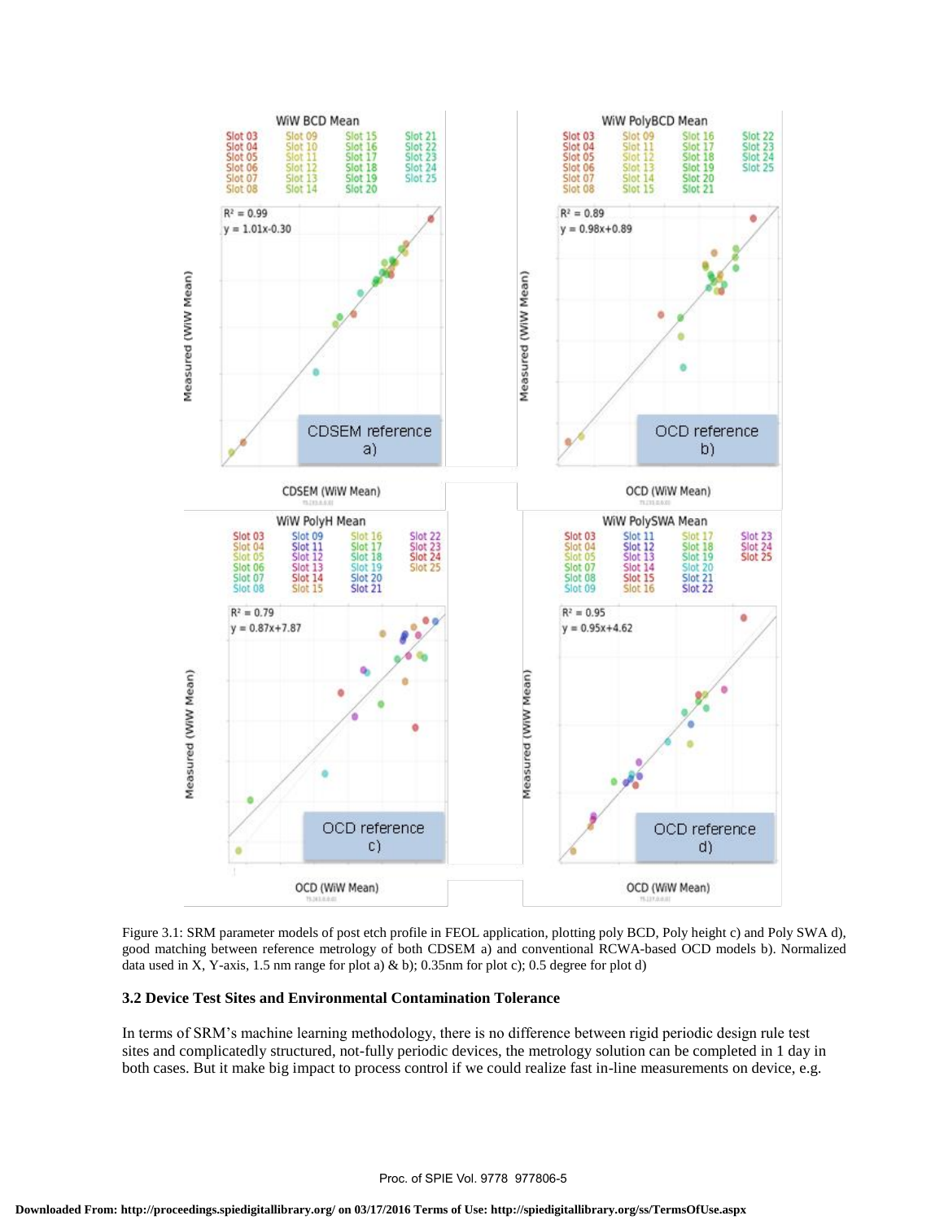Figure 3.1: SRM parameter models of post etch profile in FEOL application, plotting poly BCD, Poly height c) and Poly SWA d), good matching between reference metrology of both CDSEM a) and conventional RCWA-based OCD models b). Normalized data used in X, Y-axis, 1.5 nm range for plot a) & b); 0.35nm for plot c); 0.5 degree for plot d)

### 3.2 Device Test Sites and Environmental Contamination Tolerance

In terms of SRM's machine learning methodology, there is no difference between rigid periodic design rule test sites and complicatedly structured, not-fully periodic devices, the metrology solution can be completed in 1 day in both cases. But it make big impact to process control if we could realize fast in-line measurements on device, e.g.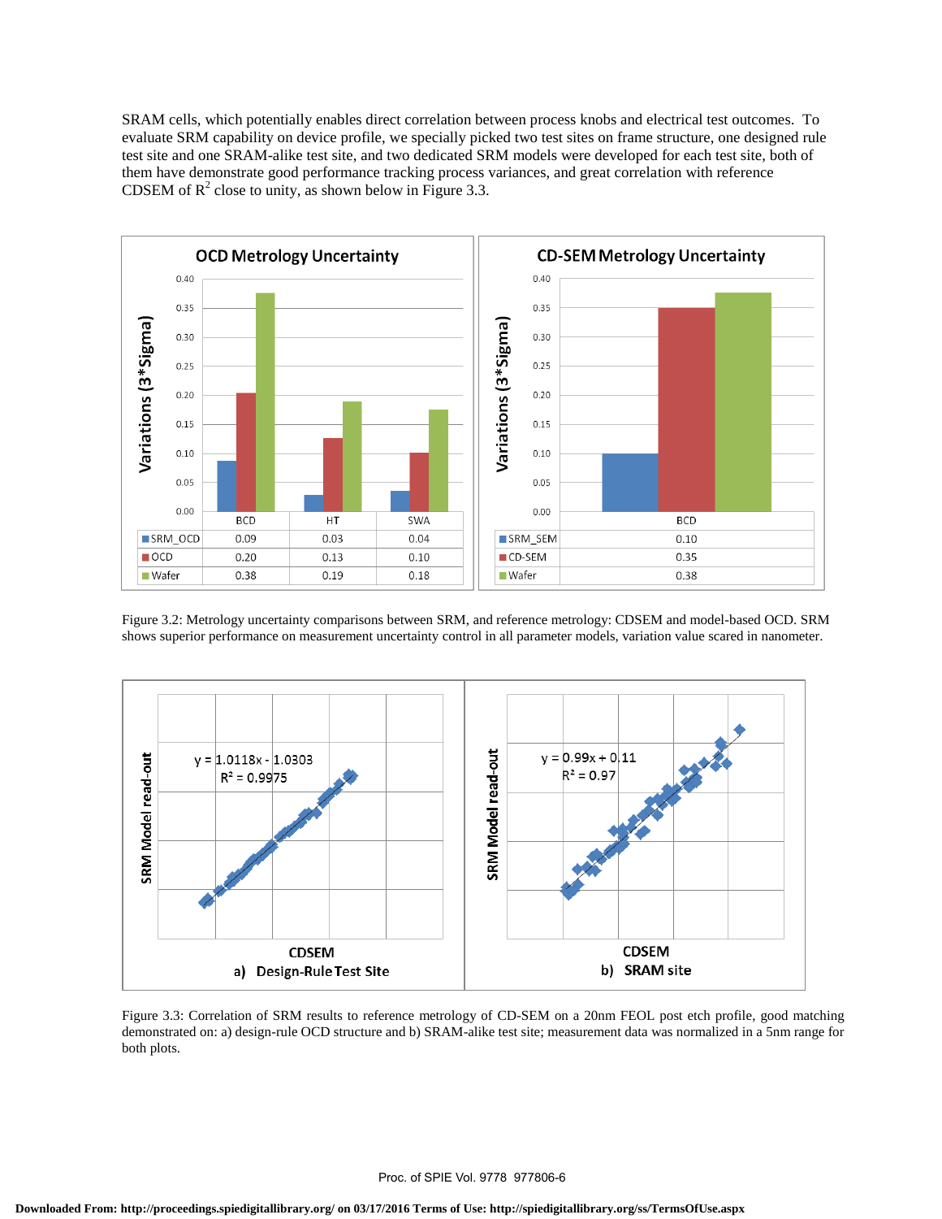SRAM cells, which potentially enables direct correlation between process knobs and electrical test outcomes. To evaluate SRM capability on device profile, we specially picked two test sites on frame structure, one designed rule test site and one SRAM-alike test site, and two dedicated SRM models were developed for each test site, both of them have demonstrate good performance tracking process variances, and great correlation with reference CDSEM of $R^2$ close to unity, as shown below in Figure 3.3.

**OCD Metrology Uncertainty** (Variations (3*Sigma))

| | BCD | HT | SWA |
|---|---|---|---|
| SRM_OCD | 0.09 | 0.03 | 0.04 |
| OCD | 0.20 | 0.13 | 0.10 |
| Wafer | 0.38 | 0.19 | 0.18 |

**CD-SEM Metrology Uncertainty** (Variations (3*Sigma))

| | BCD |
|---|---|
| SRM_SEM | 0.10 |
| CD-SEM | 0.35 |
| Wafer | 0.38 |

Figure 3.2: Metrology uncertainty comparisons between SRM, and reference metrology: CDSEM and model-based OCD. SRM shows superior performance on measurement uncertainty control in all parameter models, variation value scared in nanometer.

a) Design-Rule Test Site: $y = 1.0118x - 1.0303$, $R^2 = 0.9975$ (SRM Model read-out vs. CDSEM)

b) SRAM site: $y = 0.99x + 0.11$, $R^2 = 0.97$ (SRM Model read-out vs. CDSEM)

Figure 3.3: Correlation of SRM results to reference metrology of CD-SEM on a 20nm FEOL post etch profile, good matching demonstrated on: a) design-rule OCD structure and b) SRAM-alike test site; measurement data was normalized in a 5nm range for both plots.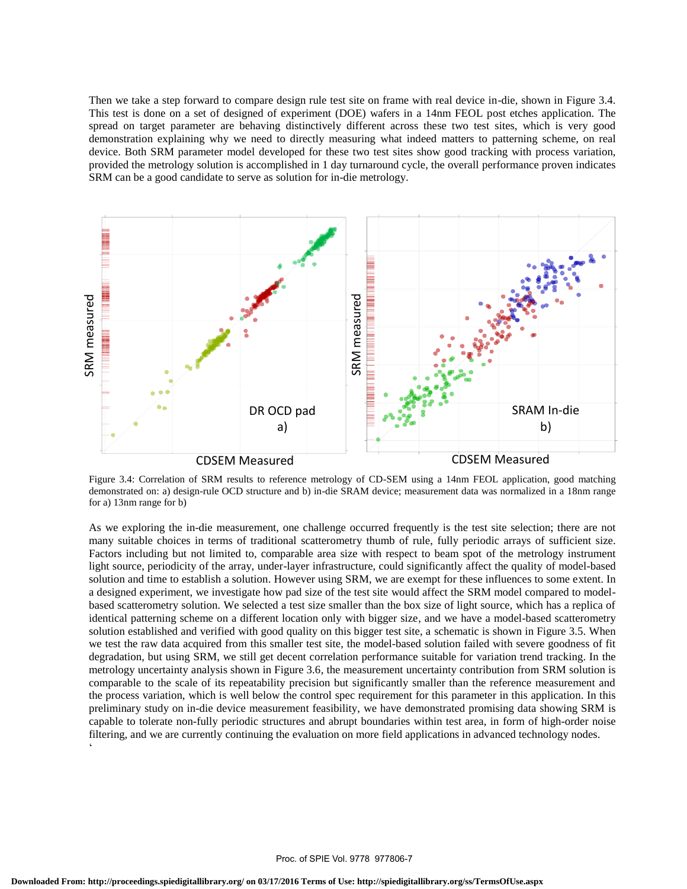Then we take a step forward to compare design rule test site on frame with real device in-die, shown in Figure 3.4. This test is done on a set of designed of experiment (DOE) wafers in a 14nm FEOL post etches application. The spread on target parameter are behaving distinctively different across these two test sites, which is very good demonstration explaining why we need to directly measuring what indeed matters to patterning scheme, on real device. Both SRM parameter model developed for these two test sites show good tracking with process variation, provided the metrology solution is accomplished in 1 day turnaround cycle, the overall performance proven indicates SRM can be a good candidate to serve as solution for in-die metrology.

Figure 3.4: Correlation of SRM results to reference metrology of CD-SEM using a 14nm FEOL application, good matching demonstrated on: a) design-rule OCD structure and b) in-die SRAM device; measurement data was normalized in a 18nm range for a) 13nm range for b)

As we exploring the in-die measurement, one challenge occurred frequently is the test site selection; there are not many suitable choices in terms of traditional scatterometry thumb of rule, fully periodic arrays of sufficient size. Factors including but not limited to, comparable area size with respect to beam spot of the metrology instrument light source, periodicity of the array, under-layer infrastructure, could significantly affect the quality of model-based solution and time to establish a solution. However using SRM, we are exempt for these influences to some extent. In a designed experiment, we investigate how pad size of the test site would affect the SRM model compared to model-based scatterometry solution. We selected a test size smaller than the box size of light source, which has a replica of identical patterning scheme on a different location only with bigger size, and we have a model-based scatterometry solution established and verified with good quality on this bigger test site, a schematic is shown in Figure 3.5. When we test the raw data acquired from this smaller test site, the model-based solution failed with severe goodness of fit degradation, but using SRM, we still get decent correlation performance suitable for variation trend tracking. In the metrology uncertainty analysis shown in Figure 3.6, the measurement uncertainty contribution from SRM solution is comparable to the scale of its repeatability precision but significantly smaller than the reference measurement and the process variation, which is well below the control spec requirement for this parameter in this application. In this preliminary study on in-die device measurement feasibility, we have demonstrated promising data showing SRM is capable to tolerate non-fully periodic structures and abrupt boundaries within test area, in form of high-order noise filtering, and we are currently continuing the evaluation on more field applications in advanced technology nodes.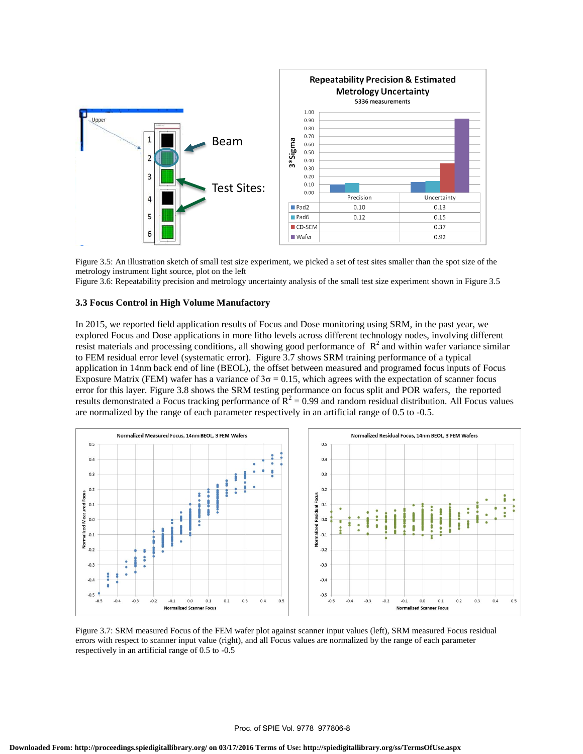Figure 3.5: An illustration sketch of small test size experiment, we picked a set of test sites smaller than the spot size of the metrology instrument light source, plot on the left

Figure 3.6: Repeatability precision and metrology uncertainty analysis of the small test size experiment shown in Figure 3.5

### 3.3 Focus Control in High Volume Manufactory

In 2015, we reported field application results of Focus and Dose monitoring using SRM, in the past year, we explored Focus and Dose applications in more litho levels across different technology nodes, involving different resist materials and processing conditions, all showing good performance of $R^2$ and within wafer variance similar to FEM residual error level (systematic error). Figure 3.7 shows SRM training performance of a typical application in 14nm back end of line (BEOL), the offset between measured and programed focus inputs of Focus Exposure Matrix (FEM) wafer has a variance of $3\sigma = 0.15$, which agrees with the expectation of scanner focus error for this layer. Figure 3.8 shows the SRM testing performance on focus split and POR wafers, the reported results demonstrated a Focus tracking performance of $R^2 = 0.99$ and random residual distribution. All Focus values are normalized by the range of each parameter respectively in an artificial range of 0.5 to -0.5.

Figure 3.7: SRM measured Focus of the FEM wafer plot against scanner input values (left), SRM measured Focus residual errors with respect to scanner input value (right), and all Focus values are normalized by the range of each parameter respectively in an artificial range of 0.5 to -0.5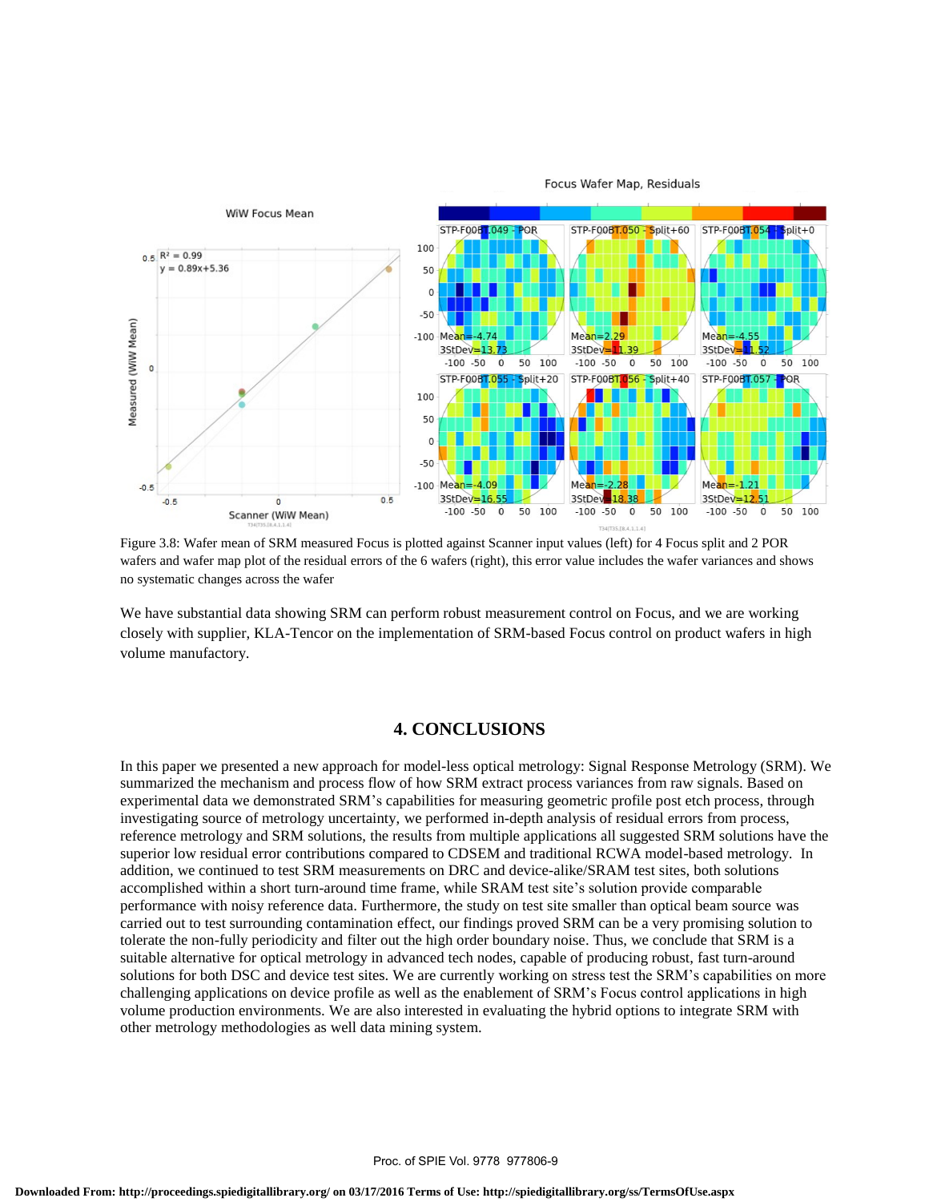Figure 3.8: Wafer mean of SRM measured Focus is plotted against Scanner input values (left) for 4 Focus split and 2 POR wafers and wafer map plot of the residual errors of the 6 wafers (right), this error value includes the wafer variances and shows no systematic changes across the wafer

We have substantial data showing SRM can perform robust measurement control on Focus, and we are working closely with supplier, KLA-Tencor on the implementation of SRM-based Focus control on product wafers in high volume manufactory.

## 4. CONCLUSIONS

In this paper we presented a new approach for model-less optical metrology: Signal Response Metrology (SRM). We summarized the mechanism and process flow of how SRM extract process variances from raw signals. Based on experimental data we demonstrated SRM's capabilities for measuring geometric profile post etch process, through investigating source of metrology uncertainty, we performed in-depth analysis of residual errors from process, reference metrology and SRM solutions, the results from multiple applications all suggested SRM solutions have the superior low residual error contributions compared to CDSEM and traditional RCWA model-based metrology. In addition, we continued to test SRM measurements on DRC and device-alike/SRAM test sites, both solutions accomplished within a short turn-around time frame, while SRAM test site's solution provide comparable performance with noisy reference data. Furthermore, the study on test site smaller than optical beam source was carried out to test surrounding contamination effect, our findings proved SRM can be a very promising solution to tolerate the non-fully periodicity and filter out the high order boundary noise. Thus, we conclude that SRM is a suitable alternative for optical metrology in advanced tech nodes, capable of producing robust, fast turn-around solutions for both DSC and device test sites. We are currently working on stress test the SRM's capabilities on more challenging applications on device profile as well as the enablement of SRM's Focus control applications in high volume production environments. We are also interested in evaluating the hybrid options to integrate SRM with other metrology methodologies as well data mining system.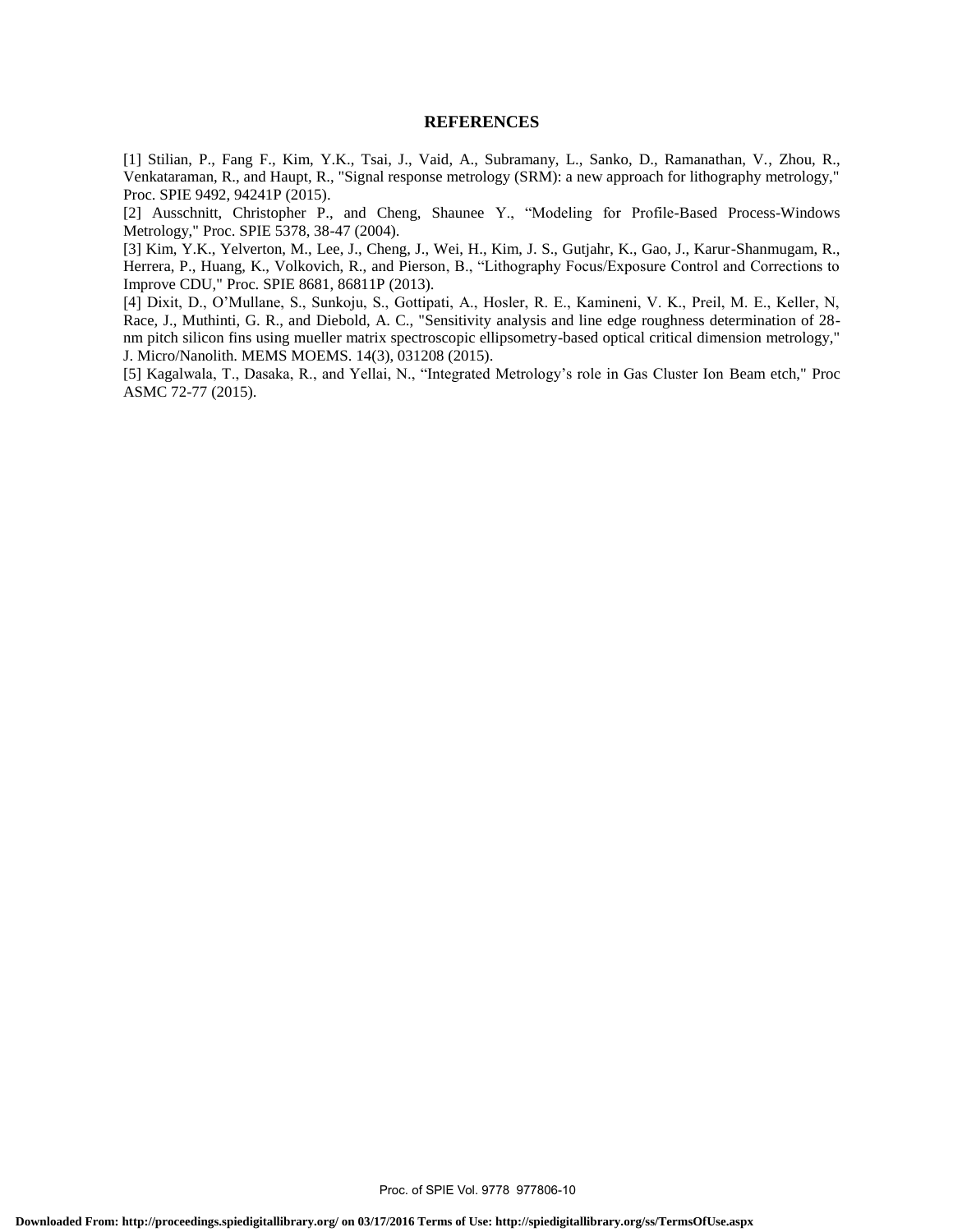## REFERENCES

[1] Stilian, P., Fang F., Kim, Y.K., Tsai, J., Vaid, A., Subramany, L., Sanko, D., Ramanathan, V., Zhou, R., Venkataraman, R., and Haupt, R., "Signal response metrology (SRM): a new approach for lithography metrology," Proc. SPIE 9492, 94241P (2015).

[2] Ausschnitt, Christopher P., and Cheng, Shaunee Y., "Modeling for Profile-Based Process-Windows Metrology," Proc. SPIE 5378, 38-47 (2004).

[3] Kim, Y.K., Yelverton, M., Lee, J., Cheng, J., Wei, H., Kim, J. S., Gutjahr, K., Gao, J., Karur-Shanmugam, R., Herrera, P., Huang, K., Volkovich, R., and Pierson, B., "Lithography Focus/Exposure Control and Corrections to Improve CDU," Proc. SPIE 8681, 86811P (2013).

[4] Dixit, D., O'Mullane, S., Sunkoju, S., Gottipati, A., Hosler, R. E., Kamineni, V. K., Preil, M. E., Keller, N, Race, J., Muthinti, G. R., and Diebold, A. C., "Sensitivity analysis and line edge roughness determination of 28-nm pitch silicon fins using mueller matrix spectroscopic ellipsometry-based optical critical dimension metrology," J. Micro/Nanolith. MEMS MOEMS. 14(3), 031208 (2015).

[5] Kagalwala, T., Dasaka, R., and Yellai, N., "Integrated Metrology's role in Gas Cluster Ion Beam etch," Proc ASMC 72-77 (2015).